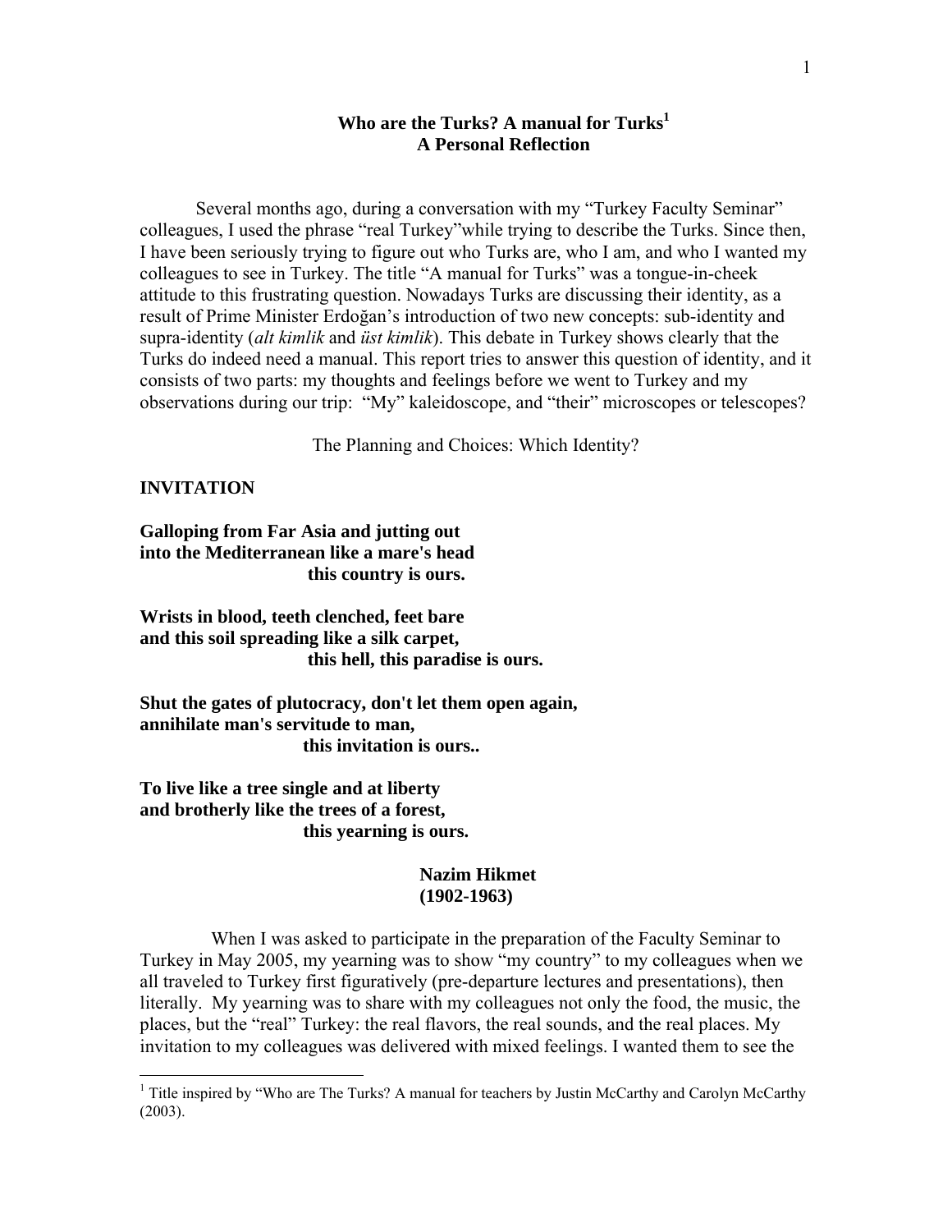# Who are the Turks? A manual for Turks[1]
## A Personal Reflection

Several months ago, during a conversation with my "Turkey Faculty Seminar" colleagues, I used the phrase "real Turkey"while trying to describe the Turks. Since then, I have been seriously trying to figure out who Turks are, who I am, and who I wanted my colleagues to see in Turkey. The title "A manual for Turks" was a tongue-in-cheek attitude to this frustrating question. Nowadays Turks are discussing their identity, as a result of Prime Minister Erdoğan's introduction of two new concepts: sub-identity and supra-identity (*alt kimlik* and *üst kimlik*). This debate in Turkey shows clearly that the Turks do indeed need a manual. This report tries to answer this question of identity, and it consists of two parts: my thoughts and feelings before we went to Turkey and my observations during our trip: "My" kaleidoscope, and "their" microscopes or telescopes?

The Planning and Choices: Which Identity?

**INVITATION**

**Galloping from Far Asia and jutting out**
**into the Mediterranean like a mare's head**
**this country is ours.**

**Wrists in blood, teeth clenched, feet bare**
**and this soil spreading like a silk carpet,**
**this hell, this paradise is ours.**

**Shut the gates of plutocracy, don't let them open again,**
**annihilate man's servitude to man,**
**this invitation is ours..**

**To live like a tree single and at liberty**
**and brotherly like the trees of a forest,**
**this yearning is ours.**

**Nazim Hikmet**
**(1902-1963)**

When I was asked to participate in the preparation of the Faculty Seminar to Turkey in May 2005, my yearning was to show "my country" to my colleagues when we all traveled to Turkey first figuratively (pre-departure lectures and presentations), then literally. My yearning was to share with my colleagues not only the food, the music, the places, but the "real" Turkey: the real flavors, the real sounds, and the real places. My invitation to my colleagues was delivered with mixed feelings. I wanted them to see the

[1] Title inspired by "Who are The Turks? A manual for teachers by Justin McCarthy and Carolyn McCarthy (2003).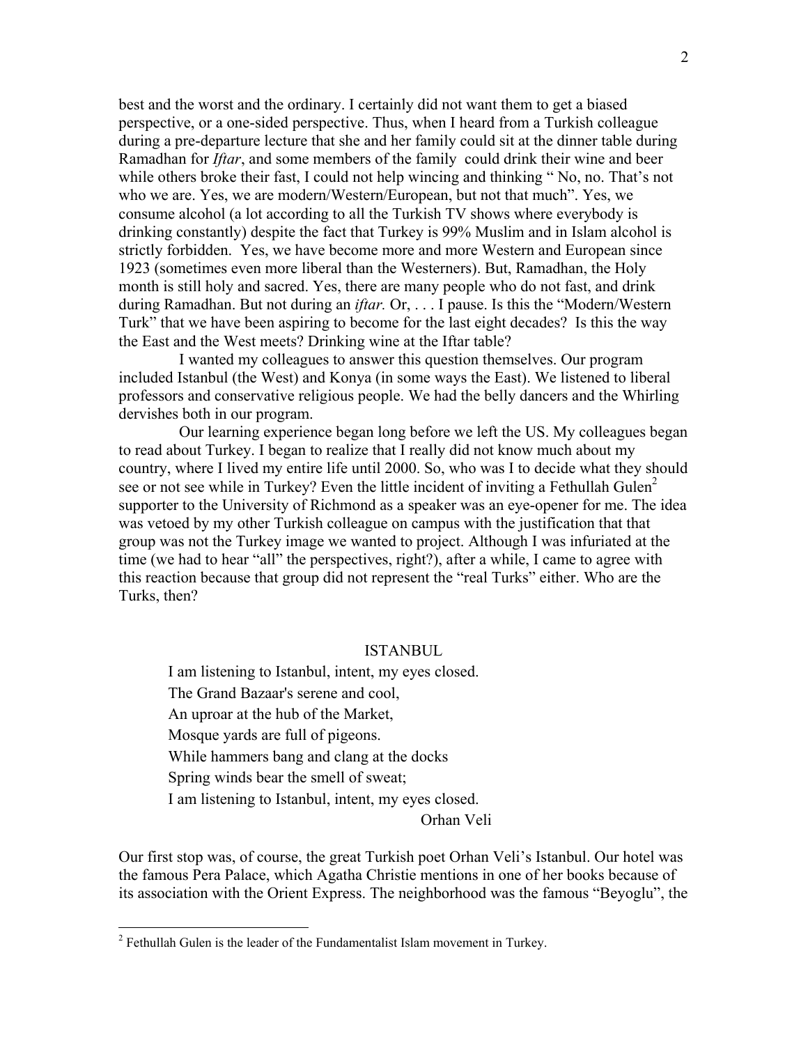best and the worst and the ordinary. I certainly did not want them to get a biased perspective, or a one-sided perspective. Thus, when I heard from a Turkish colleague during a pre-departure lecture that she and her family could sit at the dinner table during Ramadhan for *Iftar*, and some members of the family could drink their wine and beer while others broke their fast, I could not help wincing and thinking " No, no. That's not who we are. Yes, we are modern/Western/European, but not that much". Yes, we consume alcohol (a lot according to all the Turkish TV shows where everybody is drinking constantly) despite the fact that Turkey is 99% Muslim and in Islam alcohol is strictly forbidden. Yes, we have become more and more Western and European since 1923 (sometimes even more liberal than the Westerners). But, Ramadhan, the Holy month is still holy and sacred. Yes, there are many people who do not fast, and drink during Ramadhan. But not during an *iftar.* Or, . . . I pause. Is this the "Modern/Western Turk" that we have been aspiring to become for the last eight decades? Is this the way the East and the West meets? Drinking wine at the Iftar table?

I wanted my colleagues to answer this question themselves. Our program included Istanbul (the West) and Konya (in some ways the East). We listened to liberal professors and conservative religious people. We had the belly dancers and the Whirling dervishes both in our program.

Our learning experience began long before we left the US. My colleagues began to read about Turkey. I began to realize that I really did not know much about my country, where I lived my entire life until 2000. So, who was I to decide what they should see or not see while in Turkey? Even the little incident of inviting a Fethullah Gulen[2] supporter to the University of Richmond as a speaker was an eye-opener for me. The idea was vetoed by my other Turkish colleague on campus with the justification that that group was not the Turkey image we wanted to project. Although I was infuriated at the time (we had to hear "all" the perspectives, right?), after a while, I came to agree with this reaction because that group did not represent the "real Turks" either. Who are the Turks, then?

## ISTANBUL

I am listening to Istanbul, intent, my eyes closed.
The Grand Bazaar's serene and cool,
An uproar at the hub of the Market,
Mosque yards are full of pigeons.
While hammers bang and clang at the docks
Spring winds bear the smell of sweat;
I am listening to Istanbul, intent, my eyes closed.

Orhan Veli

Our first stop was, of course, the great Turkish poet Orhan Veli's Istanbul. Our hotel was the famous Pera Palace, which Agatha Christie mentions in one of her books because of its association with the Orient Express. The neighborhood was the famous "Beyoglu", the

[2] Fethullah Gulen is the leader of the Fundamentalist Islam movement in Turkey.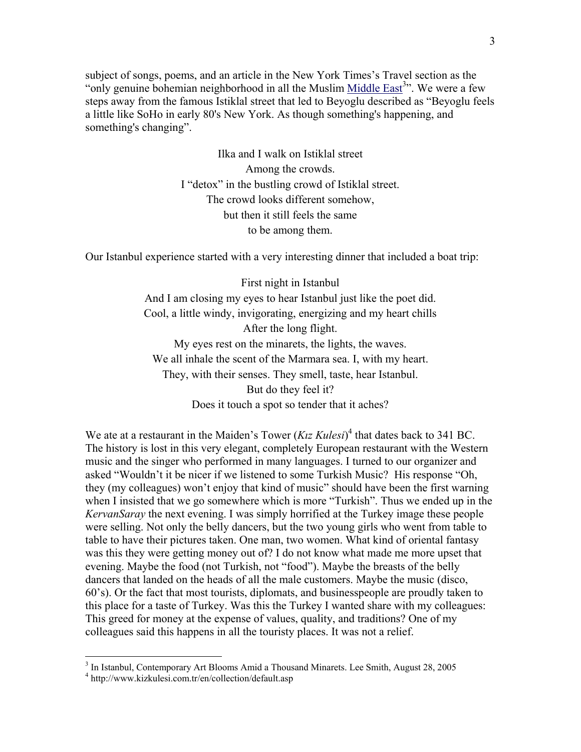subject of songs, poems, and an article in the New York Times's Travel section as the "only genuine bohemian neighborhood in all the Muslim Middle East[3]". We were a few steps away from the famous Istiklal street that led to Beyoglu described as "Beyoglu feels a little like SoHo in early 80's New York. As though something's happening, and something's changing".

Ilka and I walk on Istiklal street
Among the crowds.
I "detox" in the bustling crowd of Istiklal street.
The crowd looks different somehow,
but then it still feels the same
to be among them.

Our Istanbul experience started with a very interesting dinner that included a boat trip:

First night in Istanbul
And I am closing my eyes to hear Istanbul just like the poet did.
Cool, a little windy, invigorating, energizing and my heart chills
After the long flight.
My eyes rest on the minarets, the lights, the waves.
We all inhale the scent of the Marmara sea. I, with my heart.
They, with their senses. They smell, taste, hear Istanbul.
But do they feel it?
Does it touch a spot so tender that it aches?

We ate at a restaurant in the Maiden's Tower (*Kız Kulesi*)[4] that dates back to 341 BC. The history is lost in this very elegant, completely European restaurant with the Western music and the singer who performed in many languages. I turned to our organizer and asked "Wouldn't it be nicer if we listened to some Turkish Music? His response "Oh, they (my colleagues) won't enjoy that kind of music" should have been the first warning when I insisted that we go somewhere which is more "Turkish". Thus we ended up in the *KervanSaray* the next evening. I was simply horrified at the Turkey image these people were selling. Not only the belly dancers, but the two young girls who went from table to table to have their pictures taken. One man, two women. What kind of oriental fantasy was this they were getting money out of? I do not know what made me more upset that evening. Maybe the food (not Turkish, not "food"). Maybe the breasts of the belly dancers that landed on the heads of all the male customers. Maybe the music (disco, 60's). Or the fact that most tourists, diplomats, and businesspeople are proudly taken to this place for a taste of Turkey. Was this the Turkey I wanted share with my colleagues: This greed for money at the expense of values, quality, and traditions? One of my colleagues said this happens in all the touristy places. It was not a relief.

---

[3] In Istanbul, Contemporary Art Blooms Amid a Thousand Minarets. Lee Smith, August 28, 2005

[4] http://www.kizkulesi.com.tr/en/collection/default.asp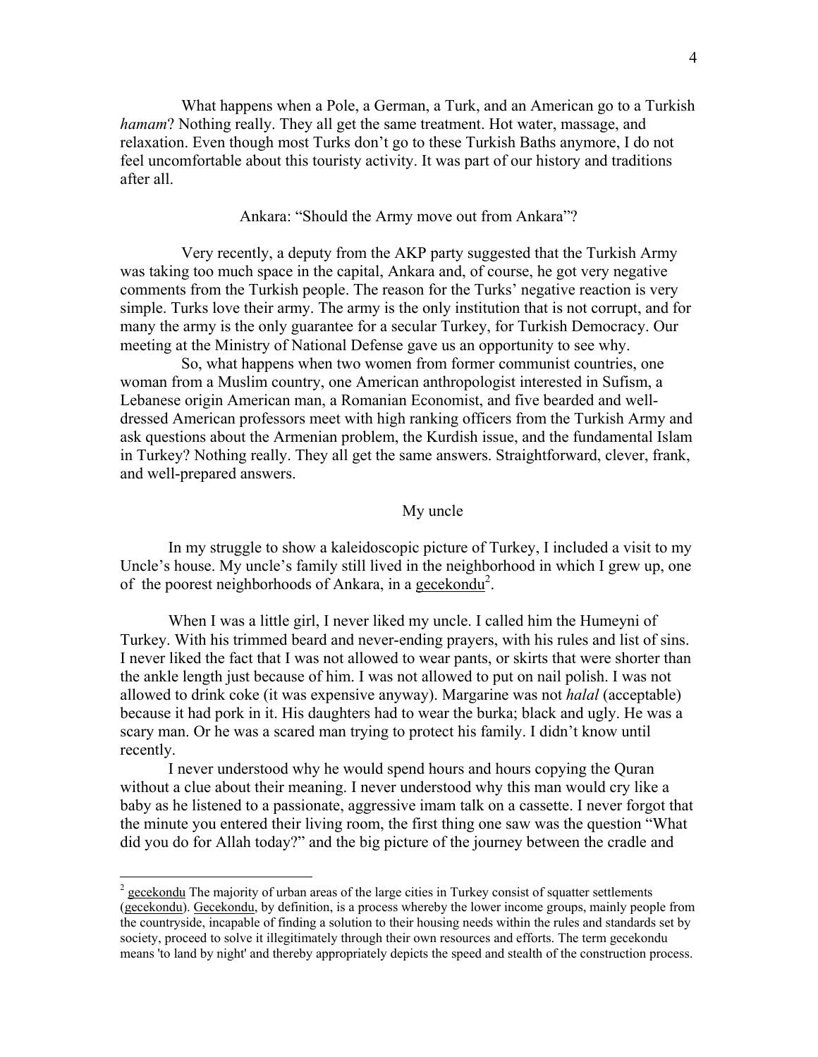What happens when a Pole, a German, a Turk, and an American go to a Turkish *hamam*? Nothing really. They all get the same treatment. Hot water, massage, and relaxation. Even though most Turks don't go to these Turkish Baths anymore, I do not feel uncomfortable about this touristy activity. It was part of our history and traditions after all.

### Ankara: "Should the Army move out from Ankara"?

Very recently, a deputy from the AKP party suggested that the Turkish Army was taking too much space in the capital, Ankara and, of course, he got very negative comments from the Turkish people. The reason for the Turks' negative reaction is very simple. Turks love their army. The army is the only institution that is not corrupt, and for many the army is the only guarantee for a secular Turkey, for Turkish Democracy. Our meeting at the Ministry of National Defense gave us an opportunity to see why.

So, what happens when two women from former communist countries, one woman from a Muslim country, one American anthropologist interested in Sufism, a Lebanese origin American man, a Romanian Economist, and five bearded and well-dressed American professors meet with high ranking officers from the Turkish Army and ask questions about the Armenian problem, the Kurdish issue, and the fundamental Islam in Turkey? Nothing really. They all get the same answers. Straightforward, clever, frank, and well-prepared answers.

### My uncle

In my struggle to show a kaleidoscopic picture of Turkey, I included a visit to my Uncle's house. My uncle's family still lived in the neighborhood in which I grew up, one of the poorest neighborhoods of Ankara, in a gecekondu[2].

When I was a little girl, I never liked my uncle. I called him the Humeyni of Turkey. With his trimmed beard and never-ending prayers, with his rules and list of sins. I never liked the fact that I was not allowed to wear pants, or skirts that were shorter than the ankle length just because of him. I was not allowed to put on nail polish. I was not allowed to drink coke (it was expensive anyway). Margarine was not *halal* (acceptable) because it had pork in it. His daughters had to wear the burka; black and ugly. He was a scary man. Or he was a scared man trying to protect his family. I didn't know until recently.

I never understood why he would spend hours and hours copying the Quran without a clue about their meaning. I never understood why this man would cry like a baby as he listened to a passionate, aggressive imam talk on a cassette. I never forgot that the minute you entered their living room, the first thing one saw was the question "What did you do for Allah today?" and the big picture of the journey between the cradle and

---

[2] gecekondu The majority of urban areas of the large cities in Turkey consist of squatter settlements (gecekondu). Gecekondu, by definition, is a process whereby the lower income groups, mainly people from the countryside, incapable of finding a solution to their housing needs within the rules and standards set by society, proceed to solve it illegitimately through their own resources and efforts. The term gecekondu means 'to land by night' and thereby appropriately depicts the speed and stealth of the construction process.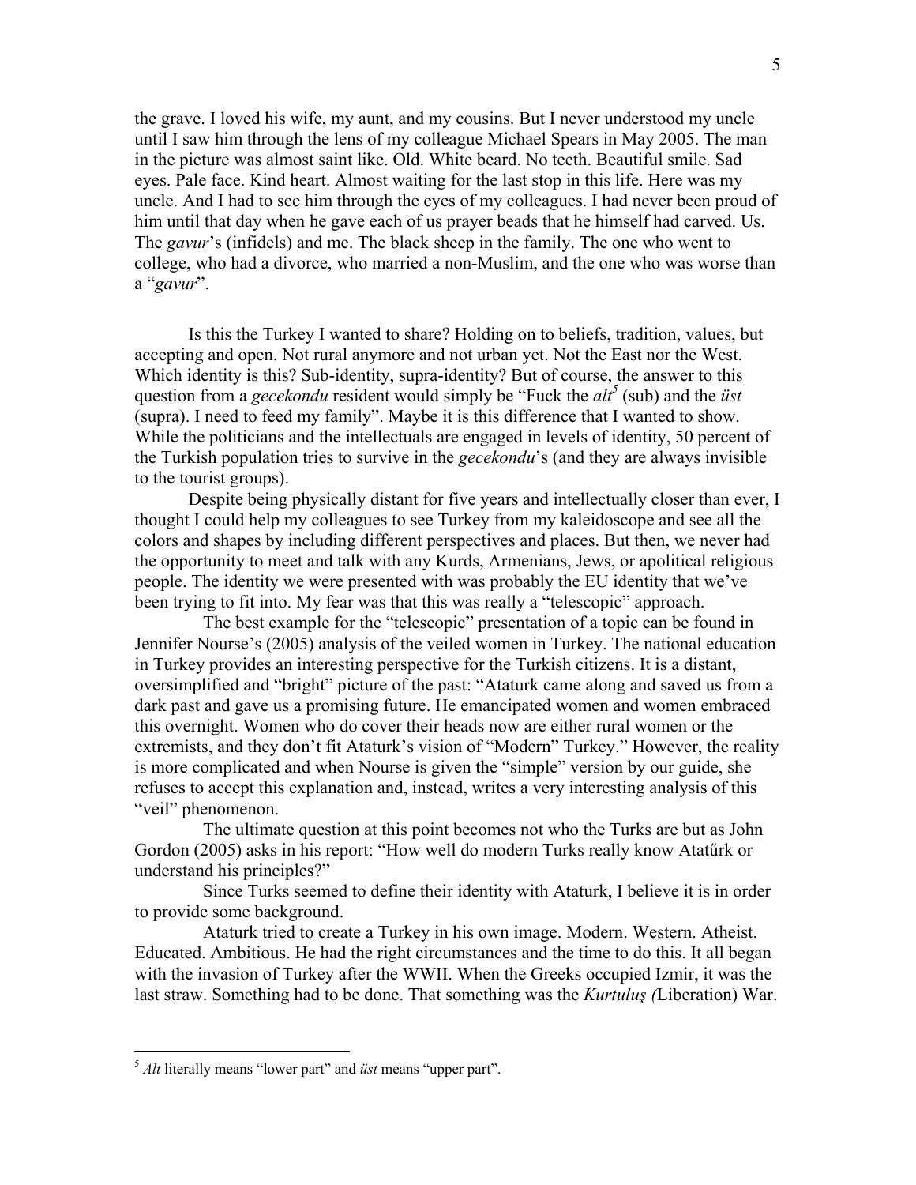the grave. I loved his wife, my aunt, and my cousins. But I never understood my uncle until I saw him through the lens of my colleague Michael Spears in May 2005. The man in the picture was almost saint like. Old. White beard. No teeth. Beautiful smile. Sad eyes. Pale face. Kind heart. Almost waiting for the last stop in this life. Here was my uncle. And I had to see him through the eyes of my colleagues. I had never been proud of him until that day when he gave each of us prayer beads that he himself had carved. Us. The *gavur*'s (infidels) and me. The black sheep in the family. The one who went to college, who had a divorce, who married a non-Muslim, and the one who was worse than a "*gavur*".

Is this the Turkey I wanted to share? Holding on to beliefs, tradition, values, but accepting and open. Not rural anymore and not urban yet. Not the East nor the West. Which identity is this? Sub-identity, supra-identity? But of course, the answer to this question from a *gecekondu* resident would simply be "Fuck the *alt*[5] (sub) and the *üst* (supra). I need to feed my family". Maybe it is this difference that I wanted to show. While the politicians and the intellectuals are engaged in levels of identity, 50 percent of the Turkish population tries to survive in the *gecekondu*'s (and they are always invisible to the tourist groups).

Despite being physically distant for five years and intellectually closer than ever, I thought I could help my colleagues to see Turkey from my kaleidoscope and see all the colors and shapes by including different perspectives and places. But then, we never had the opportunity to meet and talk with any Kurds, Armenians, Jews, or apolitical religious people. The identity we were presented with was probably the EU identity that we've been trying to fit into. My fear was that this was really a "telescopic" approach.

The best example for the "telescopic" presentation of a topic can be found in Jennifer Nourse's (2005) analysis of the veiled women in Turkey. The national education in Turkey provides an interesting perspective for the Turkish citizens. It is a distant, oversimplified and "bright" picture of the past: "Ataturk came along and saved us from a dark past and gave us a promising future. He emancipated women and women embraced this overnight. Women who do cover their heads now are either rural women or the extremists, and they don't fit Ataturk's vision of "Modern" Turkey." However, the reality is more complicated and when Nourse is given the "simple" version by our guide, she refuses to accept this explanation and, instead, writes a very interesting analysis of this "veil" phenomenon.

The ultimate question at this point becomes not who the Turks are but as John Gordon (2005) asks in his report: "How well do modern Turks really know Atatűrk or understand his principles?"

Since Turks seemed to define their identity with Ataturk, I believe it is in order to provide some background.

Ataturk tried to create a Turkey in his own image. Modern. Western. Atheist. Educated. Ambitious. He had the right circumstances and the time to do this. It all began with the invasion of Turkey after the WWII. When the Greeks occupied Izmir, it was the last straw. Something had to be done. That something was the *Kurtuluş (*Liberation) War.

---

[5] *Alt* literally means "lower part" and *üst* means "upper part".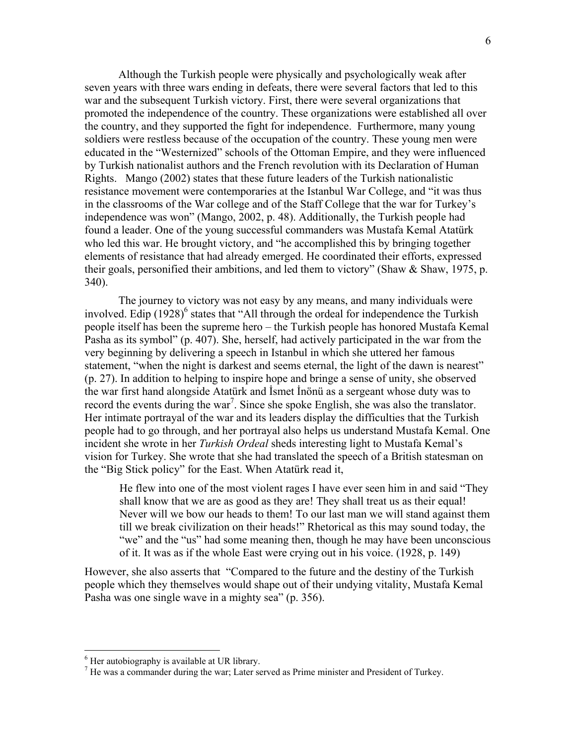Although the Turkish people were physically and psychologically weak after seven years with three wars ending in defeats, there were several factors that led to this war and the subsequent Turkish victory. First, there were several organizations that promoted the independence of the country. These organizations were established all over the country, and they supported the fight for independence. Furthermore, many young soldiers were restless because of the occupation of the country. These young men were educated in the "Westernized" schools of the Ottoman Empire, and they were influenced by Turkish nationalist authors and the French revolution with its Declaration of Human Rights. Mango (2002) states that these future leaders of the Turkish nationalistic resistance movement were contemporaries at the Istanbul War College, and "it was thus in the classrooms of the War college and of the Staff College that the war for Turkey's independence was won" (Mango, 2002, p. 48). Additionally, the Turkish people had found a leader. One of the young successful commanders was Mustafa Kemal Atatürk who led this war. He brought victory, and "he accomplished this by bringing together elements of resistance that had already emerged. He coordinated their efforts, expressed their goals, personified their ambitions, and led them to victory" (Shaw & Shaw, 1975, p. 340).

The journey to victory was not easy by any means, and many individuals were involved. Edip (1928)[6] states that "All through the ordeal for independence the Turkish people itself has been the supreme hero – the Turkish people has honored Mustafa Kemal Pasha as its symbol" (p. 407). She, herself, had actively participated in the war from the very beginning by delivering a speech in Istanbul in which she uttered her famous statement, "when the night is darkest and seems eternal, the light of the dawn is nearest" (p. 27). In addition to helping to inspire hope and bringe a sense of unity, she observed the war first hand alongside Atatürk and İsmet İnönü as a sergeant whose duty was to record the events during the war[7]. Since she spoke English, she was also the translator. Her intimate portrayal of the war and its leaders display the difficulties that the Turkish people had to go through, and her portrayal also helps us understand Mustafa Kemal. One incident she wrote in her *Turkish Ordeal* sheds interesting light to Mustafa Kemal's vision for Turkey. She wrote that she had translated the speech of a British statesman on the "Big Stick policy" for the East. When Atatürk read it,

> He flew into one of the most violent rages I have ever seen him in and said "They shall know that we are as good as they are! They shall treat us as their equal! Never will we bow our heads to them! To our last man we will stand against them till we break civilization on their heads!" Rhetorical as this may sound today, the "we" and the "us" had some meaning then, though he may have been unconscious of it. It was as if the whole East were crying out in his voice. (1928, p. 149)

However, she also asserts that "Compared to the future and the destiny of the Turkish people which they themselves would shape out of their undying vitality, Mustafa Kemal Pasha was one single wave in a mighty sea" (p. 356).

---

[6] Her autobiography is available at UR library.

[7] He was a commander during the war; Later served as Prime minister and President of Turkey.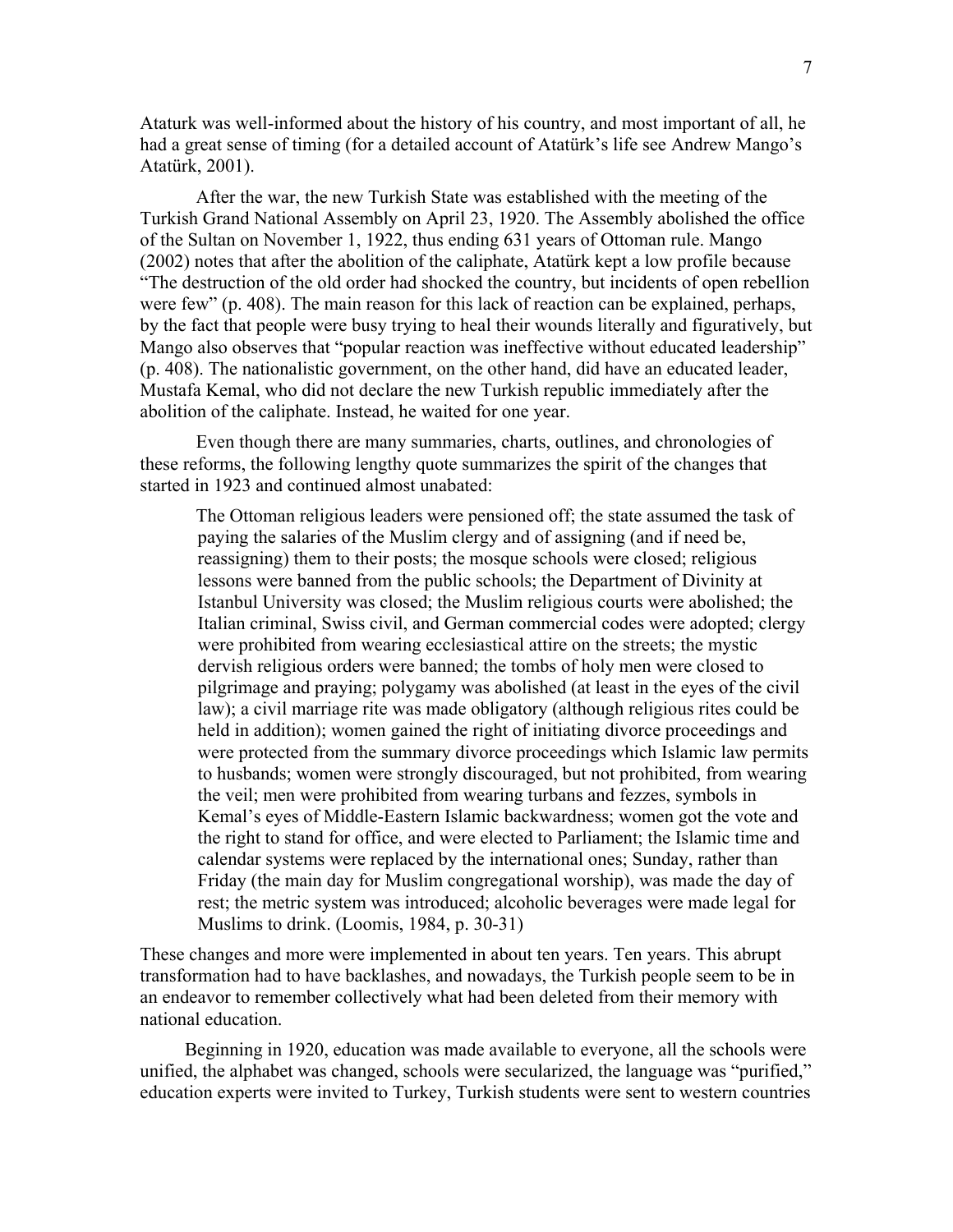Ataturk was well-informed about the history of his country, and most important of all, he had a great sense of timing (for a detailed account of Atatürk's life see Andrew Mango's Atatürk, 2001).

After the war, the new Turkish State was established with the meeting of the Turkish Grand National Assembly on April 23, 1920. The Assembly abolished the office of the Sultan on November 1, 1922, thus ending 631 years of Ottoman rule. Mango (2002) notes that after the abolition of the caliphate, Atatürk kept a low profile because "The destruction of the old order had shocked the country, but incidents of open rebellion were few" (p. 408). The main reason for this lack of reaction can be explained, perhaps, by the fact that people were busy trying to heal their wounds literally and figuratively, but Mango also observes that "popular reaction was ineffective without educated leadership" (p. 408). The nationalistic government, on the other hand, did have an educated leader, Mustafa Kemal, who did not declare the new Turkish republic immediately after the abolition of the caliphate. Instead, he waited for one year.

Even though there are many summaries, charts, outlines, and chronologies of these reforms, the following lengthy quote summarizes the spirit of the changes that started in 1923 and continued almost unabated:

> The Ottoman religious leaders were pensioned off; the state assumed the task of paying the salaries of the Muslim clergy and of assigning (and if need be, reassigning) them to their posts; the mosque schools were closed; religious lessons were banned from the public schools; the Department of Divinity at Istanbul University was closed; the Muslim religious courts were abolished; the Italian criminal, Swiss civil, and German commercial codes were adopted; clergy were prohibited from wearing ecclesiastical attire on the streets; the mystic dervish religious orders were banned; the tombs of holy men were closed to pilgrimage and praying; polygamy was abolished (at least in the eyes of the civil law); a civil marriage rite was made obligatory (although religious rites could be held in addition); women gained the right of initiating divorce proceedings and were protected from the summary divorce proceedings which Islamic law permits to husbands; women were strongly discouraged, but not prohibited, from wearing the veil; men were prohibited from wearing turbans and fezzes, symbols in Kemal's eyes of Middle-Eastern Islamic backwardness; women got the vote and the right to stand for office, and were elected to Parliament; the Islamic time and calendar systems were replaced by the international ones; Sunday, rather than Friday (the main day for Muslim congregational worship), was made the day of rest; the metric system was introduced; alcoholic beverages were made legal for Muslims to drink. (Loomis, 1984, p. 30-31)

These changes and more were implemented in about ten years. Ten years. This abrupt transformation had to have backlashes, and nowadays, the Turkish people seem to be in an endeavor to remember collectively what had been deleted from their memory with national education.

Beginning in 1920, education was made available to everyone, all the schools were unified, the alphabet was changed, schools were secularized, the language was "purified," education experts were invited to Turkey, Turkish students were sent to western countries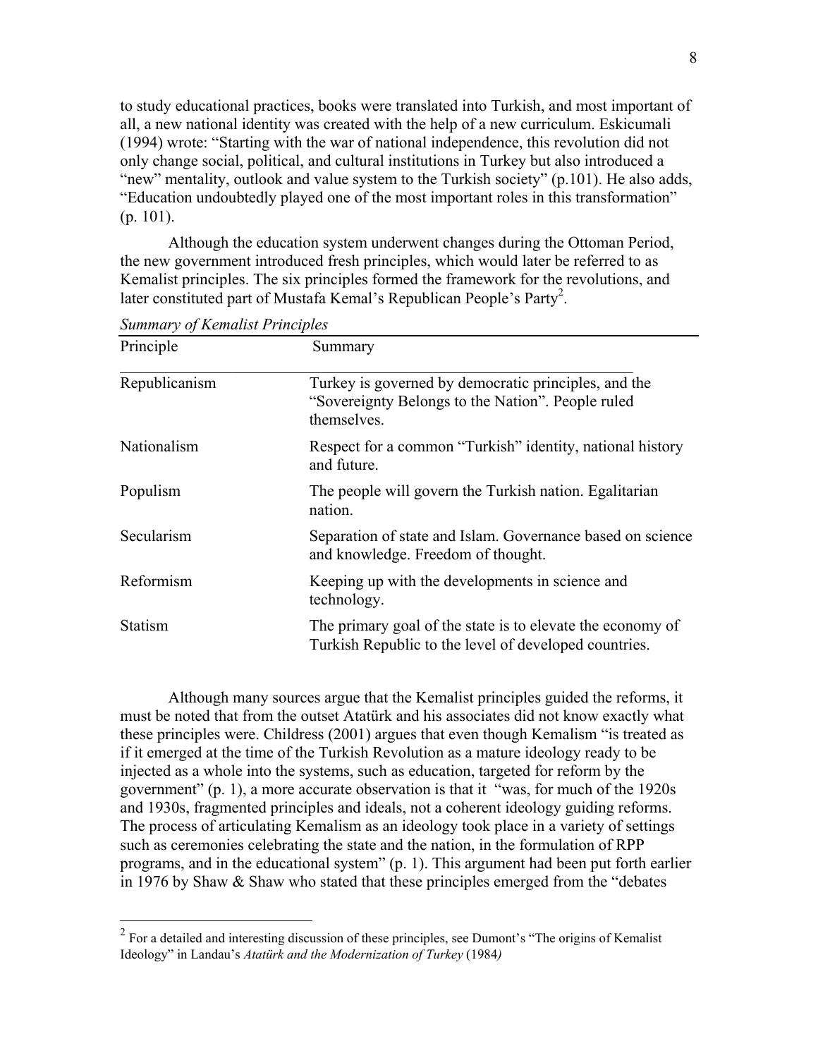to study educational practices, books were translated into Turkish, and most important of all, a new national identity was created with the help of a new curriculum. Eskicumali (1994) wrote: "Starting with the war of national independence, this revolution did not only change social, political, and cultural institutions in Turkey but also introduced a "new" mentality, outlook and value system to the Turkish society" (p.101). He also adds, "Education undoubtedly played one of the most important roles in this transformation" (p. 101).

Although the education system underwent changes during the Ottoman Period, the new government introduced fresh principles, which would later be referred to as Kemalist principles. The six principles formed the framework for the revolutions, and later constituted part of Mustafa Kemal's Republican People's Party[2].

*Summary of Kemalist Principles*

| Principle | Summary |
|---|---|
| Republicanism | Turkey is governed by democratic principles, and the "Sovereignty Belongs to the Nation". People ruled themselves. |
| Nationalism | Respect for a common "Turkish" identity, national history and future. |
| Populism | The people will govern the Turkish nation. Egalitarian nation. |
| Secularism | Separation of state and Islam. Governance based on science and knowledge. Freedom of thought. |
| Reformism | Keeping up with the developments in science and technology. |
| Statism | The primary goal of the state is to elevate the economy of Turkish Republic to the level of developed countries. |

Although many sources argue that the Kemalist principles guided the reforms, it must be noted that from the outset Atatürk and his associates did not know exactly what these principles were. Childress (2001) argues that even though Kemalism "is treated as if it emerged at the time of the Turkish Revolution as a mature ideology ready to be injected as a whole into the systems, such as education, targeted for reform by the government" (p. 1), a more accurate observation is that it "was, for much of the 1920s and 1930s, fragmented principles and ideals, not a coherent ideology guiding reforms. The process of articulating Kemalism as an ideology took place in a variety of settings such as ceremonies celebrating the state and the nation, in the formulation of RPP programs, and in the educational system" (p. 1). This argument had been put forth earlier in 1976 by Shaw & Shaw who stated that these principles emerged from the "debates

[2] For a detailed and interesting discussion of these principles, see Dumont's "The origins of Kemalist Ideology" in Landau's *Atatürk and the Modernization of Turkey* (1984)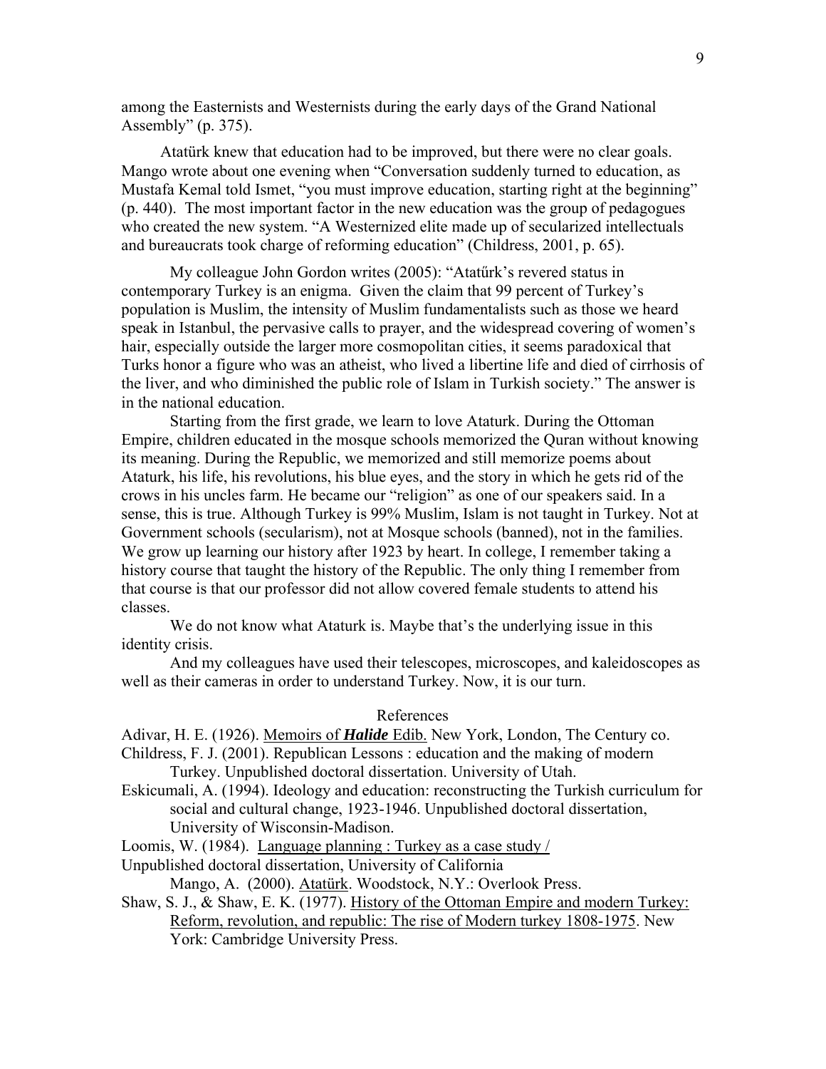among the Easternists and Westernists during the early days of the Grand National Assembly" (p. 375).

Atatürk knew that education had to be improved, but there were no clear goals. Mango wrote about one evening when "Conversation suddenly turned to education, as Mustafa Kemal told Ismet, "you must improve education, starting right at the beginning" (p. 440). The most important factor in the new education was the group of pedagogues who created the new system. "A Westernized elite made up of secularized intellectuals and bureaucrats took charge of reforming education" (Childress, 2001, p. 65).

My colleague John Gordon writes (2005): "Atatűrk's revered status in contemporary Turkey is an enigma. Given the claim that 99 percent of Turkey's population is Muslim, the intensity of Muslim fundamentalists such as those we heard speak in Istanbul, the pervasive calls to prayer, and the widespread covering of women's hair, especially outside the larger more cosmopolitan cities, it seems paradoxical that Turks honor a figure who was an atheist, who lived a libertine life and died of cirrhosis of the liver, and who diminished the public role of Islam in Turkish society." The answer is in the national education.

Starting from the first grade, we learn to love Ataturk. During the Ottoman Empire, children educated in the mosque schools memorized the Quran without knowing its meaning. During the Republic, we memorized and still memorize poems about Ataturk, his life, his revolutions, his blue eyes, and the story in which he gets rid of the crows in his uncles farm. He became our "religion" as one of our speakers said. In a sense, this is true. Although Turkey is 99% Muslim, Islam is not taught in Turkey. Not at Government schools (secularism), not at Mosque schools (banned), not in the families. We grow up learning our history after 1923 by heart. In college, I remember taking a history course that taught the history of the Republic. The only thing I remember from that course is that our professor did not allow covered female students to attend his classes.

We do not know what Ataturk is. Maybe that's the underlying issue in this identity crisis.

And my colleagues have used their telescopes, microscopes, and kaleidoscopes as well as their cameras in order to understand Turkey. Now, it is our turn.

## References

Adivar, H. E. (1926). Memoirs of ***Halide*** Edib. New York, London, The Century co.

Childress, F. J. (2001). Republican Lessons : education and the making of modern Turkey. Unpublished doctoral dissertation. University of Utah.

Eskicumali, A. (1994). Ideology and education: reconstructing the Turkish curriculum for social and cultural change, 1923-1946. Unpublished doctoral dissertation, University of Wisconsin-Madison.

Loomis, W. (1984). Language planning : Turkey as a case study / Unpublished doctoral dissertation, University of California

Mango, A. (2000). Atatürk. Woodstock, N.Y.: Overlook Press.

Shaw, S. J., & Shaw, E. K. (1977). History of the Ottoman Empire and modern Turkey: Reform, revolution, and republic: The rise of Modern turkey 1808-1975. New York: Cambridge University Press.